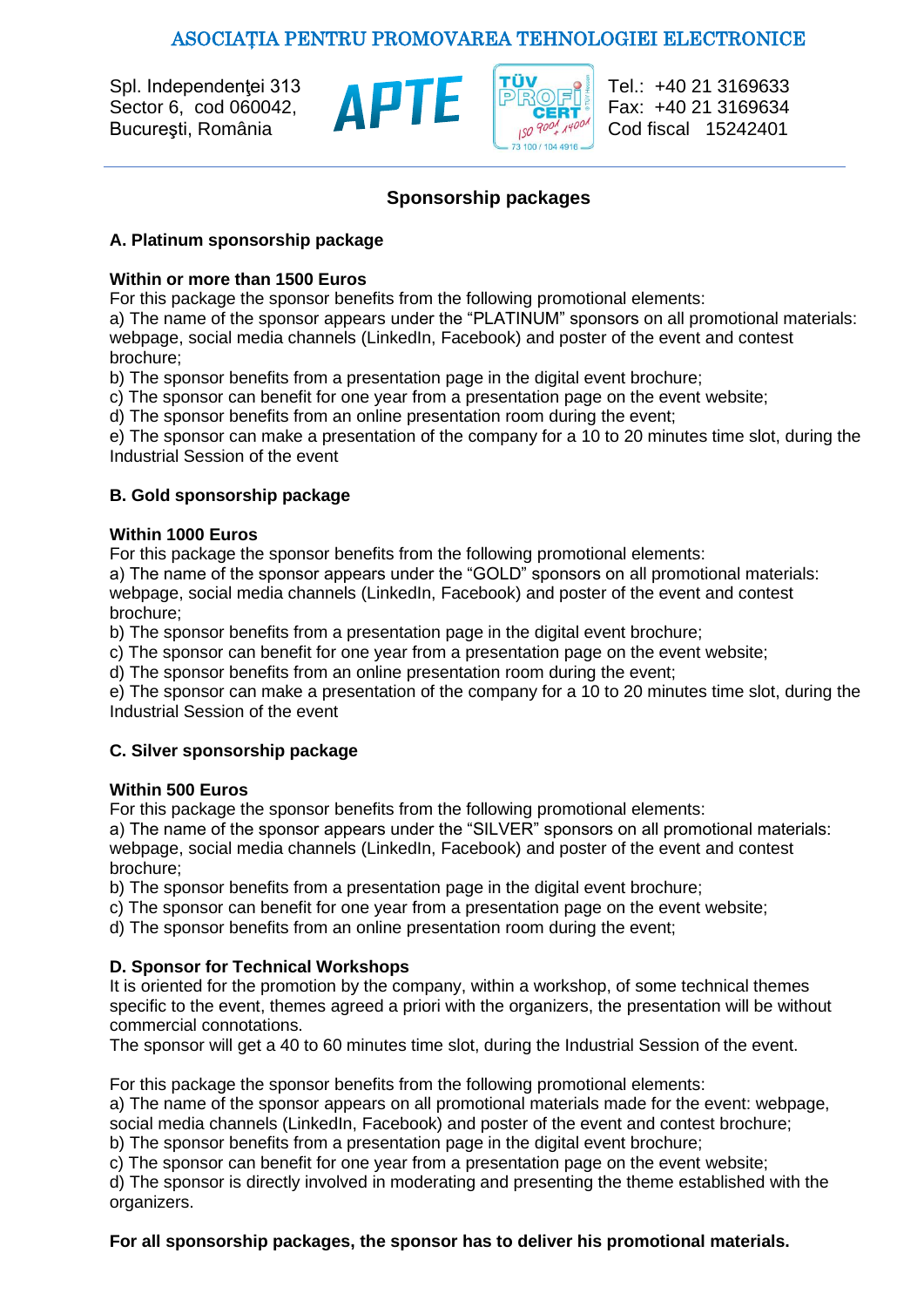ASOCIAȚIA PENTRU PROMOVAREA TEHNOLOGIEI ELECTRONICE

Spl. Independenţei 313
Sector 6, cod 060042,
Bucureşti, România

APTE

TÜV PROFI CERT ISO 9001 + 14001 73 100 / 104 4916

Tel.: +40 21 3169633
Fax: +40 21 3169634
Cod fiscal 15242401

## Sponsorship packages

### A. Platinum sponsorship package

**Within or more than 1500 Euros**

For this package the sponsor benefits from the following promotional elements:

a) The name of the sponsor appears under the "PLATINUM" sponsors on all promotional materials: webpage, social media channels (LinkedIn, Facebook) and poster of the event and contest brochure;

b) The sponsor benefits from a presentation page in the digital event brochure;

c) The sponsor can benefit for one year from a presentation page on the event website;

d) The sponsor benefits from an online presentation room during the event;

e) The sponsor can make a presentation of the company for a 10 to 20 minutes time slot, during the Industrial Session of the event

### B. Gold sponsorship package

**Within 1000 Euros**

For this package the sponsor benefits from the following promotional elements:

a) The name of the sponsor appears under the "GOLD" sponsors on all promotional materials: webpage, social media channels (LinkedIn, Facebook) and poster of the event and contest brochure;

b) The sponsor benefits from a presentation page in the digital event brochure;

c) The sponsor can benefit for one year from a presentation page on the event website;

d) The sponsor benefits from an online presentation room during the event;

e) The sponsor can make a presentation of the company for a 10 to 20 minutes time slot, during the Industrial Session of the event

### C. Silver sponsorship package

**Within 500 Euros**

For this package the sponsor benefits from the following promotional elements:

a) The name of the sponsor appears under the "SILVER" sponsors on all promotional materials: webpage, social media channels (LinkedIn, Facebook) and poster of the event and contest brochure;

b) The sponsor benefits from a presentation page in the digital event brochure;

c) The sponsor can benefit for one year from a presentation page on the event website;

d) The sponsor benefits from an online presentation room during the event;

### D. Sponsor for Technical Workshops

It is oriented for the promotion by the company, within a workshop, of some technical themes specific to the event, themes agreed a priori with the organizers, the presentation will be without commercial connotations.

The sponsor will get a 40 to 60 minutes time slot, during the Industrial Session of the event.

For this package the sponsor benefits from the following promotional elements:

a) The name of the sponsor appears on all promotional materials made for the event: webpage, social media channels (LinkedIn, Facebook) and poster of the event and contest brochure;

b) The sponsor benefits from a presentation page in the digital event brochure;

c) The sponsor can benefit for one year from a presentation page on the event website;

d) The sponsor is directly involved in moderating and presenting the theme established with the organizers.

**For all sponsorship packages, the sponsor has to deliver his promotional materials.**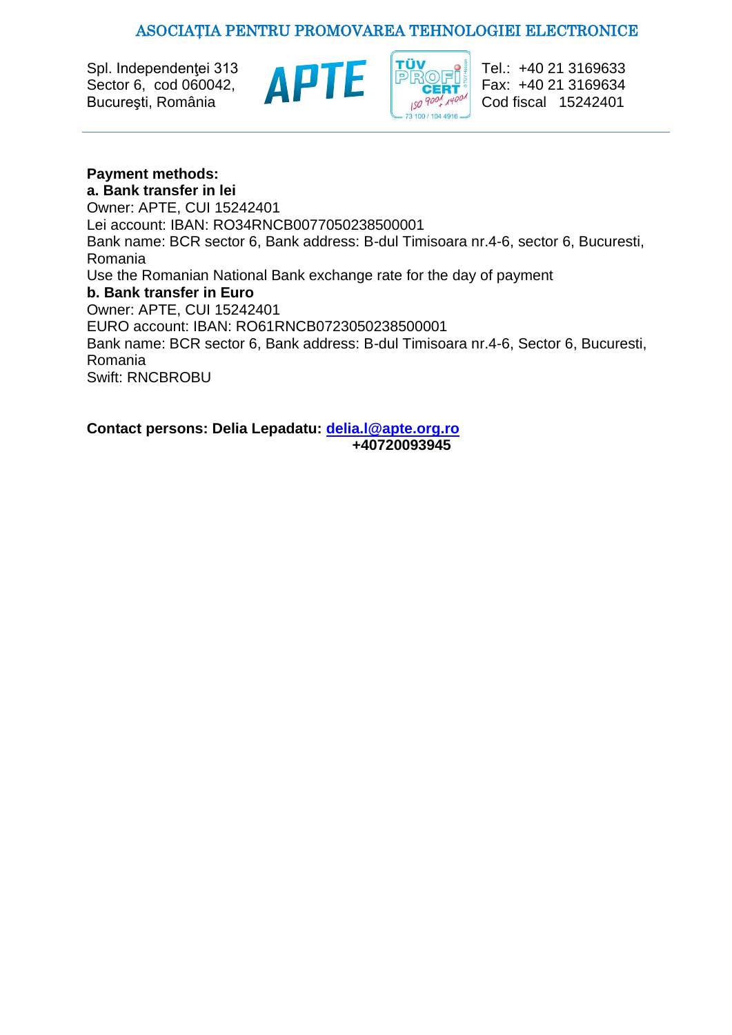ASOCIAȚIA PENTRU PROMOVAREA TEHNOLOGIEI ELECTRONICE

Spl. Independenţei 313
Sector 6, cod 060042,
Bucureşti, România

Tel.: +40 21 3169633
Fax: +40 21 3169634
Cod fiscal 15242401

---

**Payment methods:**

**a. Bank transfer in lei**

Owner: APTE, CUI 15242401
Lei account: IBAN: RO34RNCB0077050238500001
Bank name: BCR sector 6, Bank address: B-dul Timisoara nr.4-6, sector 6, Bucuresti, Romania
Use the Romanian National Bank exchange rate for the day of payment

**b. Bank transfer in Euro**

Owner: APTE, CUI 15242401
EURO account: IBAN: RO61RNCB0723050238500001
Bank name: BCR sector 6, Bank address: B-dul Timisoara nr.4-6, Sector 6, Bucuresti, Romania
Swift: RNCBROBU

**Contact persons: Delia Lepadatu: delia.l@apte.org.ro**
**+40720093945**